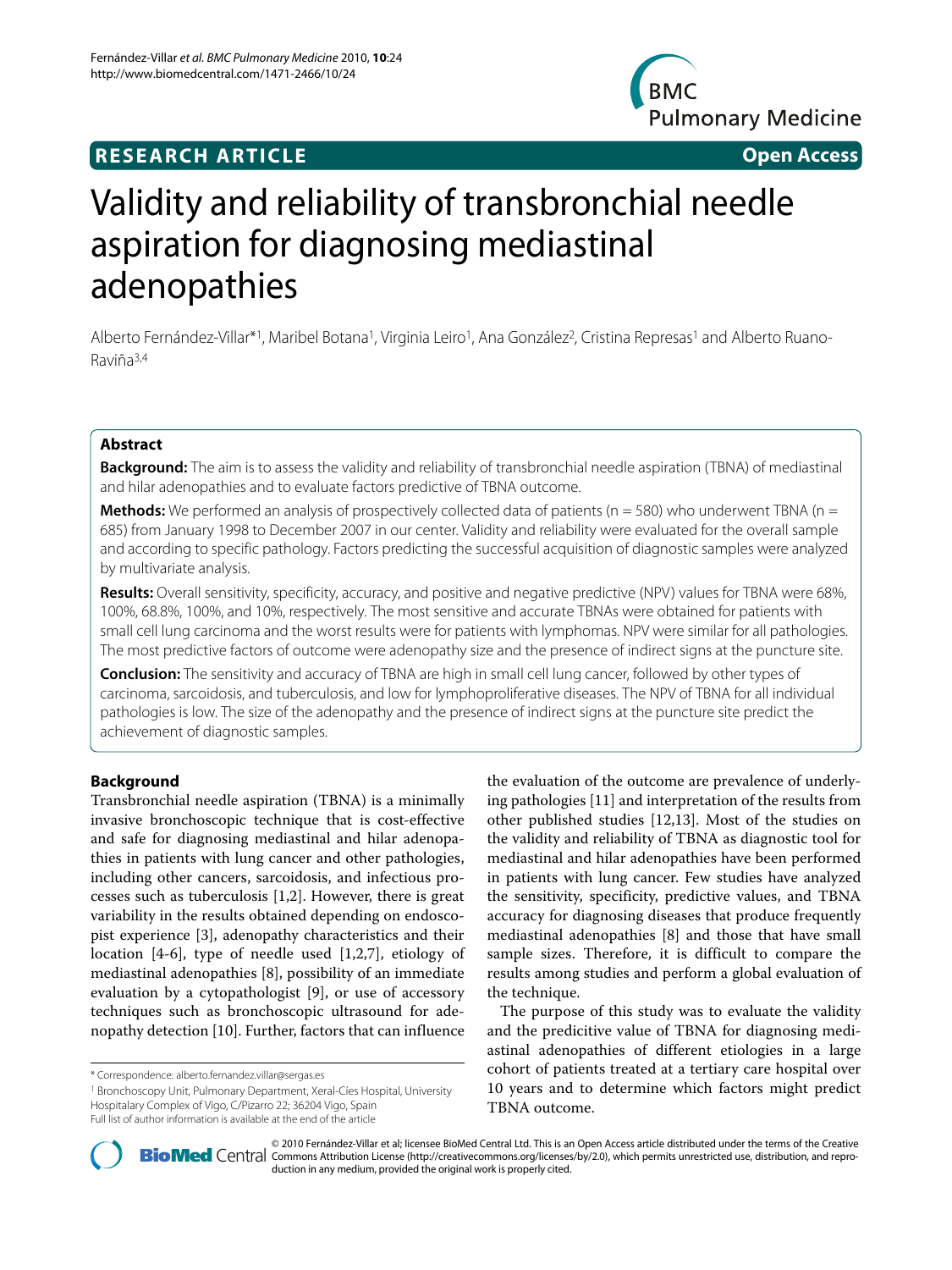**RESEARCH ARTICLE** **Open Access**

# Validity and reliability of transbronchial needle aspiration for diagnosing mediastinal adenopathies

Alberto Fernández-Villar*[1], Maribel Botana[1], Virginia Leiro[1], Ana González[2], Cristina Represas[1] and Alberto Ruano-Raviña[3,4]

## Abstract

**Background:** The aim is to assess the validity and reliability of transbronchial needle aspiration (TBNA) of mediastinal and hilar adenopathies and to evaluate factors predictive of TBNA outcome.

**Methods:** We performed an analysis of prospectively collected data of patients (n = 580) who underwent TBNA (n = 685) from January 1998 to December 2007 in our center. Validity and reliability were evaluated for the overall sample and according to specific pathology. Factors predicting the successful acquisition of diagnostic samples were analyzed by multivariate analysis.

**Results:** Overall sensitivity, specificity, accuracy, and positive and negative predictive (NPV) values for TBNA were 68%, 100%, 68.8%, 100%, and 10%, respectively. The most sensitive and accurate TBNAs were obtained for patients with small cell lung carcinoma and the worst results were for patients with lymphomas. NPV were similar for all pathologies. The most predictive factors of outcome were adenopathy size and the presence of indirect signs at the puncture site.

**Conclusion:** The sensitivity and accuracy of TBNA are high in small cell lung cancer, followed by other types of carcinoma, sarcoidosis, and tuberculosis, and low for lymphoproliferative diseases. The NPV of TBNA for all individual pathologies is low. The size of the adenopathy and the presence of indirect signs at the puncture site predict the achievement of diagnostic samples.

## Background

Transbronchial needle aspiration (TBNA) is a minimally invasive bronchoscopic technique that is cost-effective and safe for diagnosing mediastinal and hilar adenopathies in patients with lung cancer and other pathologies, including other cancers, sarcoidosis, and infectious processes such as tuberculosis [1,2]. However, there is great variability in the results obtained depending on endoscopist experience [3], adenopathy characteristics and their location [4-6], type of needle used [1,2,7], etiology of mediastinal adenopathies [8], possibility of an immediate evaluation by a cytopathologist [9], or use of accessory techniques such as bronchoscopic ultrasound for adenopathy detection [10]. Further, factors that can influence the evaluation of the outcome are prevalence of underlying pathologies [11] and interpretation of the results from other published studies [12,13]. Most of the studies on the validity and reliability of TBNA as diagnostic tool for mediastinal and hilar adenopathies have been performed in patients with lung cancer. Few studies have analyzed the sensitivity, specificity, predictive values, and TBNA accuracy for diagnosing diseases that produce frequently mediastinal adenopathies [8] and those that have small sample sizes. Therefore, it is difficult to compare the results among studies and perform a global evaluation of the technique.

The purpose of this study was to evaluate the validity and the predicitive value of TBNA for diagnosing mediastinal adenopathies of different etiologies in a large cohort of patients treated at a tertiary care hospital over 10 years and to determine which factors might predict TBNA outcome.

\* Correspondence: alberto.fernandez.villar@sergas.es

[1] Bronchoscopy Unit, Pulmonary Department, Xeral-Cíes Hospital, University Hospitalary Complex of Vigo, C/Pizarro 22; 36204 Vigo, Spain

Full list of author information is available at the end of the article

© 2010 Fernández-Villar et al; licensee BioMed Central Ltd. This is an Open Access article distributed under the terms of the Creative Commons Attribution License (http://creativecommons.org/licenses/by/2.0), which permits unrestricted use, distribution, and reproduction in any medium, provided the original work is properly cited.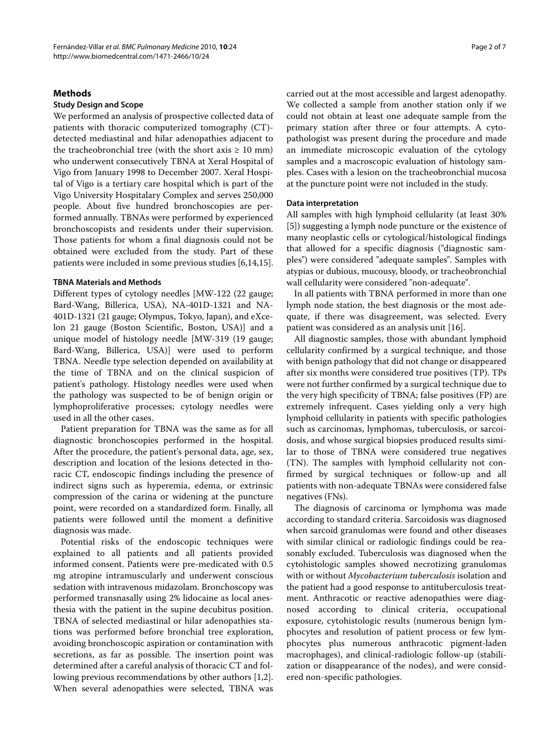## Methods

### Study Design and Scope

We performed an analysis of prospective collected data of patients with thoracic computerized tomography (CT)-detected mediastinal and hilar adenopathies adjacent to the tracheobronchial tree (with the short axis ≥ 10 mm) who underwent consecutively TBNA at Xeral Hospital of Vigo from January 1998 to December 2007. Xeral Hospital of Vigo is a tertiary care hospital which is part of the Vigo University Hospitalary Complex and serves 250,000 people. About five hundred bronchoscopies are performed annually. TBNAs were performed by experienced bronchoscopists and residents under their supervision. Those patients for whom a final diagnosis could not be obtained were excluded from the study. Part of these patients were included in some previous studies [6,14,15].

#### TBNA Materials and Methods

Different types of cytology needles [MW-122 (22 gauge; Bard-Wang, Billerica, USA), NA-401D-1321 and NA-401D-1321 (21 gauge; Olympus, Tokyo, Japan), and eXcelon 21 gauge (Boston Scientific, Boston, USA)] and a unique model of histology needle [MW-319 (19 gauge; Bard-Wang, Billerica, USA)] were used to perform TBNA. Needle type selection depended on availability at the time of TBNA and on the clinical suspicion of patient's pathology. Histology needles were used when the pathology was suspected to be of benign origin or lymphoproliferative processes; cytology needles were used in all the other cases.

Patient preparation for TBNA was the same as for all diagnostic bronchoscopies performed in the hospital. After the procedure, the patient's personal data, age, sex, description and location of the lesions detected in thoracic CT, endoscopic findings including the presence of indirect signs such as hyperemia, edema, or extrinsic compression of the carina or widening at the puncture point, were recorded on a standardized form. Finally, all patients were followed until the moment a definitive diagnosis was made.

Potential risks of the endoscopic techniques were explained to all patients and all patients provided informed consent. Patients were pre-medicated with 0.5 mg atropine intramuscularly and underwent conscious sedation with intravenous midazolam. Bronchoscopy was performed transnasally using 2% lidocaine as local anesthesia with the patient in the supine decubitus position. TBNA of selected mediastinal or hilar adenopathies stations was performed before bronchial tree exploration, avoiding bronchoscopic aspiration or contamination with secretions, as far as possible. The insertion point was determined after a careful analysis of thoracic CT and following previous recommendations by other authors [1,2]. When several adenopathies were selected, TBNA was carried out at the most accessible and largest adenopathy. We collected a sample from another station only if we could not obtain at least one adequate sample from the primary station after three or four attempts. A cytopathologist was present during the procedure and made an immediate microscopic evaluation of the cytology samples and a macroscopic evaluation of histology samples. Cases with a lesion on the tracheobronchial mucosa at the puncture point were not included in the study.

#### Data interpretation

All samples with high lymphoid cellularity (at least 30% [5]) suggesting a lymph node puncture or the existence of many neoplastic cells or cytological/histological findings that allowed for a specific diagnosis ("diagnostic samples") were considered "adequate samples". Samples with atypias or dubious, mucousy, bloody, or tracheobronchial wall cellularity were considered "non-adequate".

In all patients with TBNA performed in more than one lymph node station, the best diagnosis or the most adequate, if there was disagreement, was selected. Every patient was considered as an analysis unit [16].

All diagnostic samples, those with abundant lymphoid cellularity confirmed by a surgical technique, and those with benign pathology that did not change or disappeared after six months were considered true positives (TP). TPs were not further confirmed by a surgical technique due to the very high specificity of TBNA; false positives (FP) are extremely infrequent. Cases yielding only a very high lymphoid cellularity in patients with specific pathologies such as carcinomas, lymphomas, tuberculosis, or sarcoidosis, and whose surgical biopsies produced results similar to those of TBNA were considered true negatives (TN). The samples with lymphoid cellularity not confirmed by surgical techniques or follow-up and all patients with non-adequate TBNAs were considered false negatives (FNs).

The diagnosis of carcinoma or lymphoma was made according to standard criteria. Sarcoidosis was diagnosed when sarcoid granulomas were found and other diseases with similar clinical or radiologic findings could be reasonably excluded. Tuberculosis was diagnosed when the cytohistologic samples showed necrotizing granulomas with or without *Mycobacterium tuberculosis* isolation and the patient had a good response to antituberculosis treatment. Anthracotic or reactive adenopathies were diagnosed according to clinical criteria, occupational exposure, cytohistologic results (numerous benign lymphocytes and resolution of patient process or few lymphocytes plus numerous anthracotic pigment-laden macrophages), and clinical-radiologic follow-up (stabilization or disappearance of the nodes), and were considered non-specific pathologies.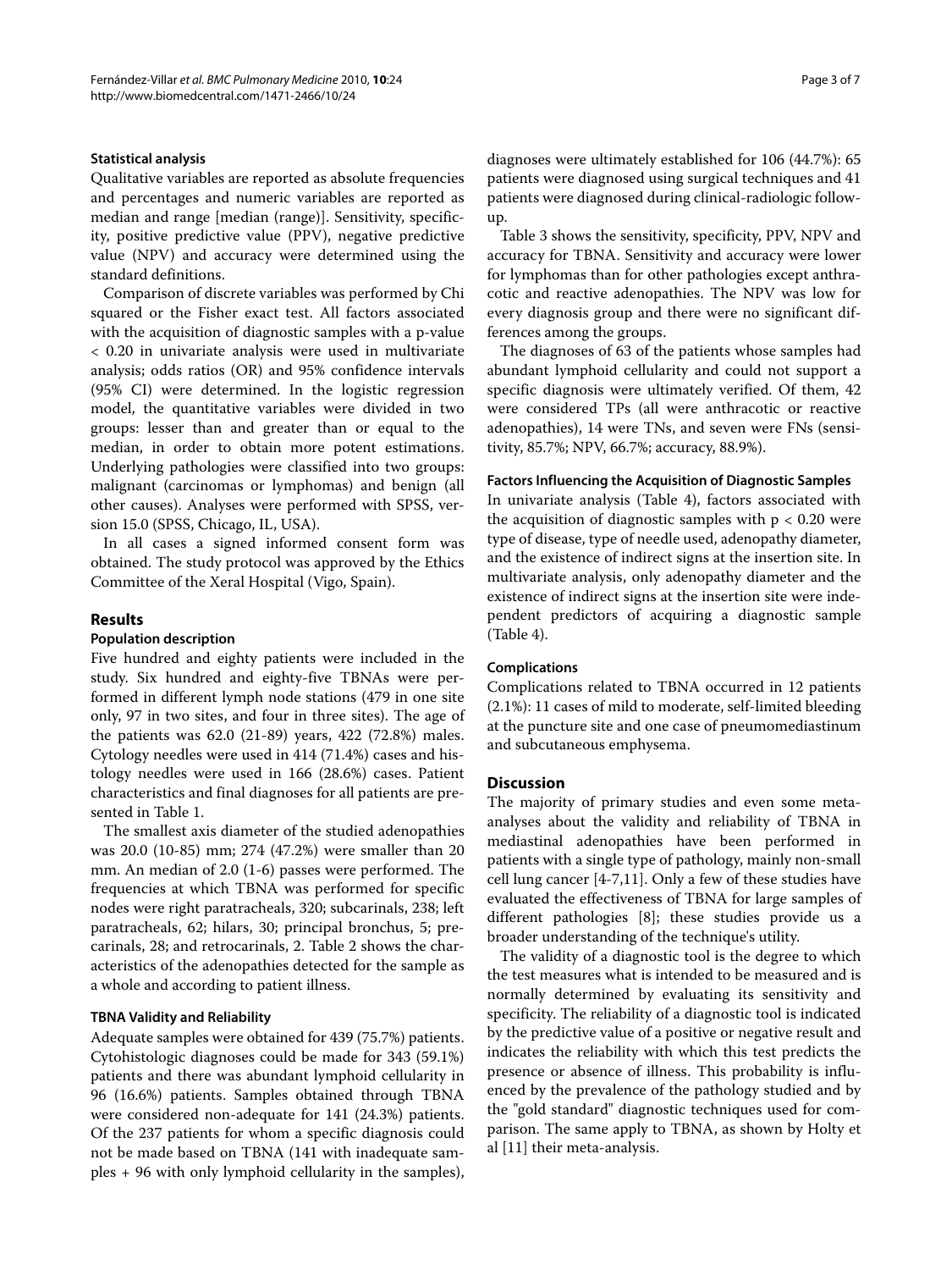#### Statistical analysis

Qualitative variables are reported as absolute frequencies and percentages and numeric variables are reported as median and range [median (range)]. Sensitivity, specificity, positive predictive value (PPV), negative predictive value (NPV) and accuracy were determined using the standard definitions.

Comparison of discrete variables was performed by Chi squared or the Fisher exact test. All factors associated with the acquisition of diagnostic samples with a p-value < 0.20 in univariate analysis were used in multivariate analysis; odds ratios (OR) and 95% confidence intervals (95% CI) were determined. In the logistic regression model, the quantitative variables were divided in two groups: lesser than and greater than or equal to the median, in order to obtain more potent estimations. Underlying pathologies were classified into two groups: malignant (carcinomas or lymphomas) and benign (all other causes). Analyses were performed with SPSS, version 15.0 (SPSS, Chicago, IL, USA).

In all cases a signed informed consent form was obtained. The study protocol was approved by the Ethics Committee of the Xeral Hospital (Vigo, Spain).

## Results

#### Population description

Five hundred and eighty patients were included in the study. Six hundred and eighty-five TBNAs were performed in different lymph node stations (479 in one site only, 97 in two sites, and four in three sites). The age of the patients was 62.0 (21-89) years, 422 (72.8%) males. Cytology needles were used in 414 (71.4%) cases and histology needles were used in 166 (28.6%) cases. Patient characteristics and final diagnoses for all patients are presented in Table 1.

The smallest axis diameter of the studied adenopathies was 20.0 (10-85) mm; 274 (47.2%) were smaller than 20 mm. An median of 2.0 (1-6) passes were performed. The frequencies at which TBNA was performed for specific nodes were right paratracheals, 320; subcarinals, 238; left paratracheals, 62; hilars, 30; principal bronchus, 5; precarinals, 28; and retrocarinals, 2. Table 2 shows the characteristics of the adenopathies detected for the sample as a whole and according to patient illness.

#### TBNA Validity and Reliability

Adequate samples were obtained for 439 (75.7%) patients. Cytohistologic diagnoses could be made for 343 (59.1%) patients and there was abundant lymphoid cellularity in 96 (16.6%) patients. Samples obtained through TBNA were considered non-adequate for 141 (24.3%) patients. Of the 237 patients for whom a specific diagnosis could not be made based on TBNA (141 with inadequate samples + 96 with only lymphoid cellularity in the samples), diagnoses were ultimately established for 106 (44.7%): 65 patients were diagnosed using surgical techniques and 41 patients were diagnosed during clinical-radiologic follow-up.

Table 3 shows the sensitivity, specificity, PPV, NPV and accuracy for TBNA. Sensitivity and accuracy were lower for lymphomas than for other pathologies except anthracotic and reactive adenopathies. The NPV was low for every diagnosis group and there were no significant differences among the groups.

The diagnoses of 63 of the patients whose samples had abundant lymphoid cellularity and could not support a specific diagnosis were ultimately verified. Of them, 42 were considered TPs (all were anthracotic or reactive adenopathies), 14 were TNs, and seven were FNs (sensitivity, 85.7%; NPV, 66.7%; accuracy, 88.9%).

#### Factors Influencing the Acquisition of Diagnostic Samples

In univariate analysis (Table 4), factors associated with the acquisition of diagnostic samples with p < 0.20 were type of disease, type of needle used, adenopathy diameter, and the existence of indirect signs at the insertion site. In multivariate analysis, only adenopathy diameter and the existence of indirect signs at the insertion site were independent predictors of acquiring a diagnostic sample (Table 4).

#### Complications

Complications related to TBNA occurred in 12 patients (2.1%): 11 cases of mild to moderate, self-limited bleeding at the puncture site and one case of pneumomediastinum and subcutaneous emphysema.

## Discussion

The majority of primary studies and even some meta-analyses about the validity and reliability of TBNA in mediastinal adenopathies have been performed in patients with a single type of pathology, mainly non-small cell lung cancer [4-7,11]. Only a few of these studies have evaluated the effectiveness of TBNA for large samples of different pathologies [8]; these studies provide us a broader understanding of the technique's utility.

The validity of a diagnostic tool is the degree to which the test measures what is intended to be measured and is normally determined by evaluating its sensitivity and specificity. The reliability of a diagnostic tool is indicated by the predictive value of a positive or negative result and indicates the reliability with which this test predicts the presence or absence of illness. This probability is influenced by the prevalence of the pathology studied and by the "gold standard" diagnostic techniques used for comparison. The same apply to TBNA, as shown by Holty et al [11] their meta-analysis.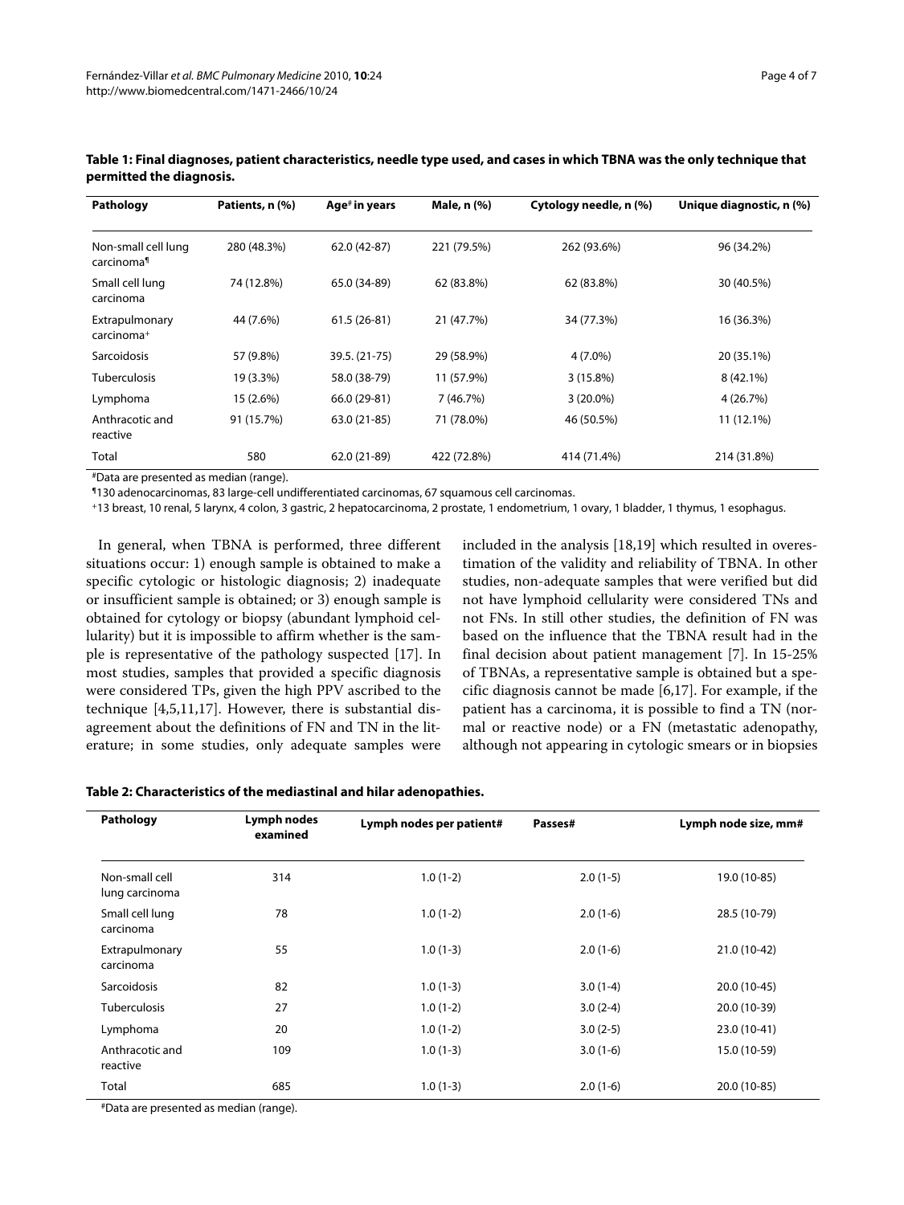**Table 1: Final diagnoses, patient characteristics, needle type used, and cases in which TBNA was the only technique that permitted the diagnosis.**

| Pathology | Patients, n (%) | Age[#] in years | Male, n (%) | Cytology needle, n (%) | Unique diagnostic, n (%) |
|---|---|---|---|---|---|
| Non-small cell lung carcinoma[¶] | 280 (48.3%) | 62.0 (42-87) | 221 (79.5%) | 262 (93.6%) | 96 (34.2%) |
| Small cell lung carcinoma | 74 (12.8%) | 65.0 (34-89) | 62 (83.8%) | 62 (83.8%) | 30 (40.5%) |
| Extrapulmonary carcinoma[+] | 44 (7.6%) | 61.5 (26-81) | 21 (47.7%) | 34 (77.3%) | 16 (36.3%) |
| Sarcoidosis | 57 (9.8%) | 39.5. (21-75) | 29 (58.9%) | 4 (7.0%) | 20 (35.1%) |
| Tuberculosis | 19 (3.3%) | 58.0 (38-79) | 11 (57.9%) | 3 (15.8%) | 8 (42.1%) |
| Lymphoma | 15 (2.6%) | 66.0 (29-81) | 7 (46.7%) | 3 (20.0%) | 4 (26.7%) |
| Anthracotic and reactive | 91 (15.7%) | 63.0 (21-85) | 71 (78.0%) | 46 (50.5%) | 11 (12.1%) |
| Total | 580 | 62.0 (21-89) | 422 (72.8%) | 414 (71.4%) | 214 (31.8%) |

[#]Data are presented as median (range).

[¶]130 adenocarcinomas, 83 large-cell undifferentiated carcinomas, 67 squamous cell carcinomas.

[+]13 breast, 10 renal, 5 larynx, 4 colon, 3 gastric, 2 hepatocarcinoma, 2 prostate, 1 endometrium, 1 ovary, 1 bladder, 1 thymus, 1 esophagus.

In general, when TBNA is performed, three different situations occur: 1) enough sample is obtained to make a specific cytologic or histologic diagnosis; 2) inadequate or insufficient sample is obtained; or 3) enough sample is obtained for cytology or biopsy (abundant lymphoid cellularity) but it is impossible to affirm whether is the sample is representative of the pathology suspected [17]. In most studies, samples that provided a specific diagnosis were considered TPs, given the high PPV ascribed to the technique [4,5,11,17]. However, there is substantial disagreement about the definitions of FN and TN in the literature; in some studies, only adequate samples were included in the analysis [18,19] which resulted in overestimation of the validity and reliability of TBNA. In other studies, non-adequate samples that were verified but did not have lymphoid cellularity were considered TNs and not FNs. In still other studies, the definition of FN was based on the influence that the TBNA result had in the final decision about patient management [7]. In 15-25% of TBNAs, a representative sample is obtained but a specific diagnosis cannot be made [6,17]. For example, if the patient has a carcinoma, it is possible to find a TN (normal or reactive node) or a FN (metastatic adenopathy, although not appearing in cytologic smears or in biopsies

**Table 2: Characteristics of the mediastinal and hilar adenopathies.**

| Pathology | Lymph nodes examined | Lymph nodes per patient# | Passes# | Lymph node size, mm# |
|---|---|---|---|---|
| Non-small cell lung carcinoma | 314 | 1.0 (1-2) | 2.0 (1-5) | 19.0 (10-85) |
| Small cell lung carcinoma | 78 | 1.0 (1-2) | 2.0 (1-6) | 28.5 (10-79) |
| Extrapulmonary carcinoma | 55 | 1.0 (1-3) | 2.0 (1-6) | 21.0 (10-42) |
| Sarcoidosis | 82 | 1.0 (1-3) | 3.0 (1-4) | 20.0 (10-45) |
| Tuberculosis | 27 | 1.0 (1-2) | 3.0 (2-4) | 20.0 (10-39) |
| Lymphoma | 20 | 1.0 (1-2) | 3.0 (2-5) | 23.0 (10-41) |
| Anthracotic and reactive | 109 | 1.0 (1-3) | 3.0 (1-6) | 15.0 (10-59) |
| Total | 685 | 1.0 (1-3) | 2.0 (1-6) | 20.0 (10-85) |

[#]Data are presented as median (range).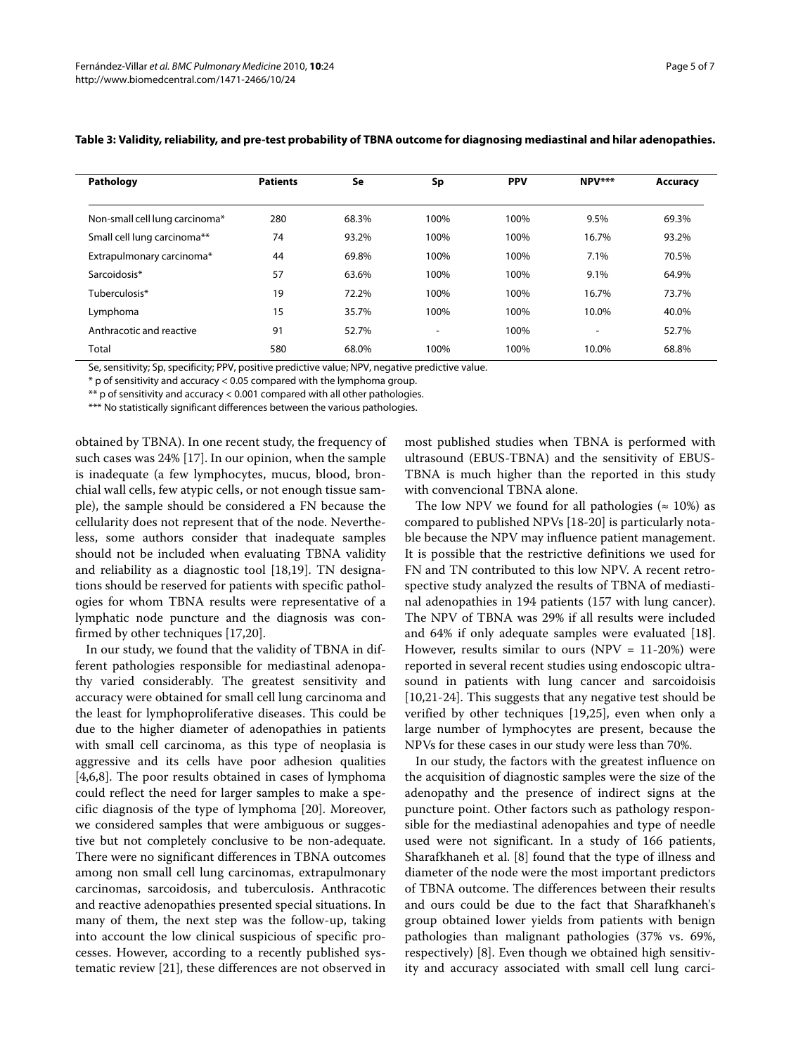**Table 3: Validity, reliability, and pre-test probability of TBNA outcome for diagnosing mediastinal and hilar adenopathies.**

| Pathology | Patients | Se | Sp | PPV | NPV*** | Accuracy |
|---|---|---|---|---|---|---|
| Non-small cell lung carcinoma* | 280 | 68.3% | 100% | 100% | 9.5% | 69.3% |
| Small cell lung carcinoma** | 74 | 93.2% | 100% | 100% | 16.7% | 93.2% |
| Extrapulmonary carcinoma* | 44 | 69.8% | 100% | 100% | 7.1% | 70.5% |
| Sarcoidosis* | 57 | 63.6% | 100% | 100% | 9.1% | 64.9% |
| Tuberculosis* | 19 | 72.2% | 100% | 100% | 16.7% | 73.7% |
| Lymphoma | 15 | 35.7% | 100% | 100% | 10.0% | 40.0% |
| Anthracotic and reactive | 91 | 52.7% | - | 100% | - | 52.7% |
| Total | 580 | 68.0% | 100% | 100% | 10.0% | 68.8% |

Se, sensitivity; Sp, specificity; PPV, positive predictive value; NPV, negative predictive value.

* p of sensitivity and accuracy < 0.05 compared with the lymphoma group.

** p of sensitivity and accuracy < 0.001 compared with all other pathologies.

*** No statistically significant differences between the various pathologies.

obtained by TBNA). In one recent study, the frequency of such cases was 24% [17]. In our opinion, when the sample is inadequate (a few lymphocytes, mucus, blood, bronchial wall cells, few atypic cells, or not enough tissue sample), the sample should be considered a FN because the cellularity does not represent that of the node. Nevertheless, some authors consider that inadequate samples should not be included when evaluating TBNA validity and reliability as a diagnostic tool [18,19]. TN designations should be reserved for patients with specific pathologies for whom TBNA results were representative of a lymphatic node puncture and the diagnosis was confirmed by other techniques [17,20].

In our study, we found that the validity of TBNA in different pathologies responsible for mediastinal adenopathy varied considerably. The greatest sensitivity and accuracy were obtained for small cell lung carcinoma and the least for lymphoproliferative diseases. This could be due to the higher diameter of adenopathies in patients with small cell carcinoma, as this type of neoplasia is aggressive and its cells have poor adhesion qualities [4,6,8]. The poor results obtained in cases of lymphoma could reflect the need for larger samples to make a specific diagnosis of the type of lymphoma [20]. Moreover, we considered samples that were ambiguous or suggestive but not completely conclusive to be non-adequate. There were no significant differences in TBNA outcomes among non small cell lung carcinomas, extrapulmonary carcinomas, sarcoidosis, and tuberculosis. Anthracotic and reactive adenopathies presented special situations. In many of them, the next step was the follow-up, taking into account the low clinical suspicious of specific processes. However, according to a recently published systematic review [21], these differences are not observed in most published studies when TBNA is performed with ultrasound (EBUS-TBNA) and the sensitivity of EBUS-TBNA is much higher than the reported in this study with convencional TBNA alone.

The low NPV we found for all pathologies (≈ 10%) as compared to published NPVs [18-20] is particularly notable because the NPV may influence patient management. It is possible that the restrictive definitions we used for FN and TN contributed to this low NPV. A recent retrospective study analyzed the results of TBNA of mediastinal adenopathies in 194 patients (157 with lung cancer). The NPV of TBNA was 29% if all results were included and 64% if only adequate samples were evaluated [18]. However, results similar to ours (NPV = 11-20%) were reported in several recent studies using endoscopic ultrasound in patients with lung cancer and sarcoidoisis [10,21-24]. This suggests that any negative test should be verified by other techniques [19,25], even when only a large number of lymphocytes are present, because the NPVs for these cases in our study were less than 70%.

In our study, the factors with the greatest influence on the acquisition of diagnostic samples were the size of the adenopathy and the presence of indirect signs at the puncture point. Other factors such as pathology responsible for the mediastinal adenopahies and type of needle used were not significant. In a study of 166 patients, Sharafkhaneh et al. [8] found that the type of illness and diameter of the node were the most important predictors of TBNA outcome. The differences between their results and ours could be due to the fact that Sharafkhaneh's group obtained lower yields from patients with benign pathologies than malignant pathologies (37% vs. 69%, respectively) [8]. Even though we obtained high sensitivity and accuracy associated with small cell lung carci-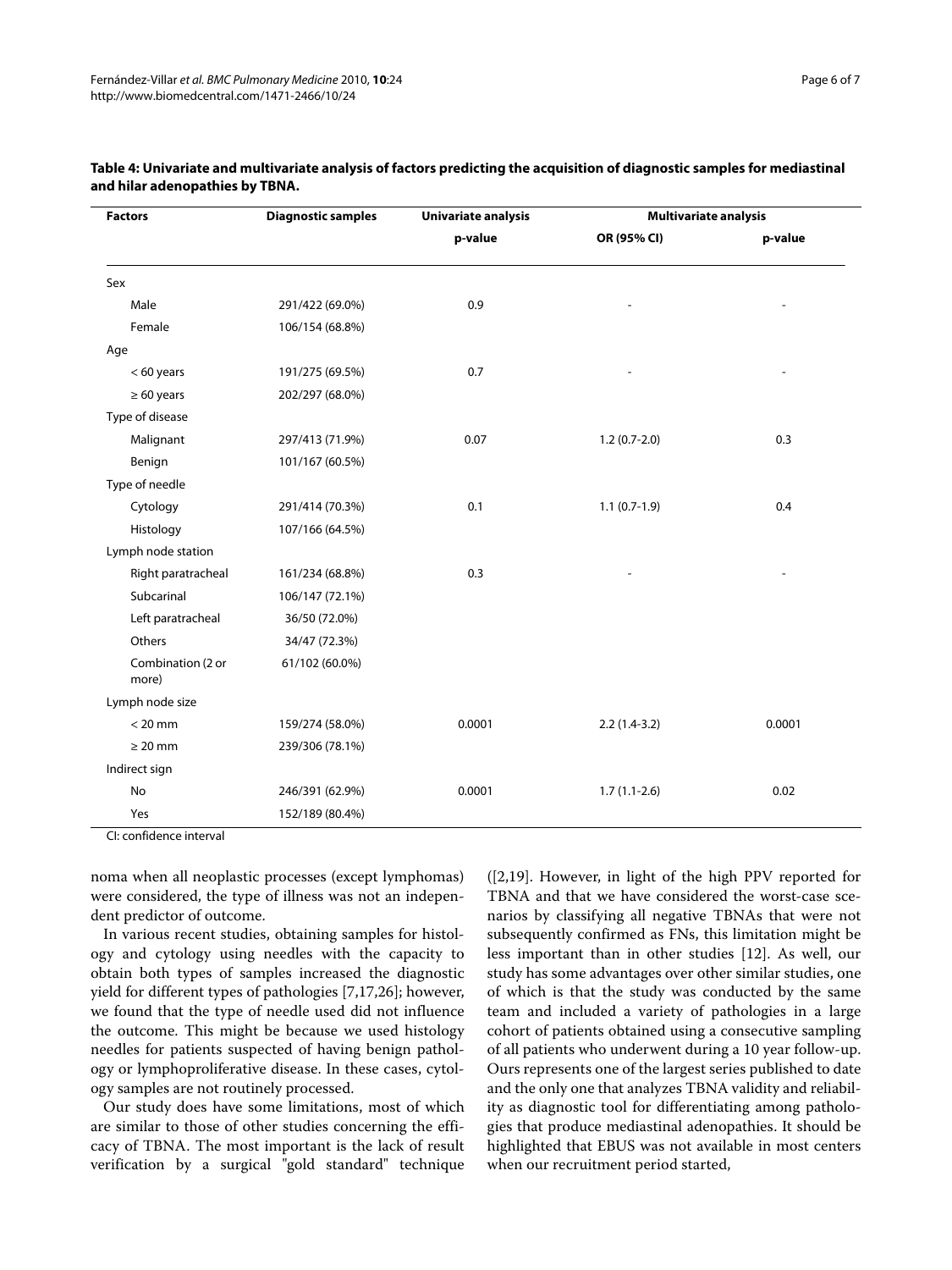**Table 4: Univariate and multivariate analysis of factors predicting the acquisition of diagnostic samples for mediastinal and hilar adenopathies by TBNA.**

| Factors | Diagnostic samples | Univariate analysis | Multivariate analysis | |
|---|---|---|---|---|
| | | p-value | OR (95% CI) | p-value |
| Sex | | | | |
| Male | 291/422 (69.0%) | 0.9 | - | - |
| Female | 106/154 (68.8%) | | | |
| Age | | | | |
| < 60 years | 191/275 (69.5%) | 0.7 | - | - |
| ≥ 60 years | 202/297 (68.0%) | | | |
| Type of disease | | | | |
| Malignant | 297/413 (71.9%) | 0.07 | 1.2 (0.7-2.0) | 0.3 |
| Benign | 101/167 (60.5%) | | | |
| Type of needle | | | | |
| Cytology | 291/414 (70.3%) | 0.1 | 1.1 (0.7-1.9) | 0.4 |
| Histology | 107/166 (64.5%) | | | |
| Lymph node station | | | | |
| Right paratracheal | 161/234 (68.8%) | 0.3 | - | - |
| Subcarinal | 106/147 (72.1%) | | | |
| Left paratracheal | 36/50 (72.0%) | | | |
| Others | 34/47 (72.3%) | | | |
| Combination (2 or more) | 61/102 (60.0%) | | | |
| Lymph node size | | | | |
| < 20 mm | 159/274 (58.0%) | 0.0001 | 2.2 (1.4-3.2) | 0.0001 |
| ≥ 20 mm | 239/306 (78.1%) | | | |
| Indirect sign | | | | |
| No | 246/391 (62.9%) | 0.0001 | 1.7 (1.1-2.6) | 0.02 |
| Yes | 152/189 (80.4%) | | | |

CI: confidence interval

noma when all neoplastic processes (except lymphomas) were considered, the type of illness was not an independent predictor of outcome.

In various recent studies, obtaining samples for histology and cytology using needles with the capacity to obtain both types of samples increased the diagnostic yield for different types of pathologies [7,17,26]; however, we found that the type of needle used did not influence the outcome. This might be because we used histology needles for patients suspected of having benign pathology or lymphoproliferative disease. In these cases, cytology samples are not routinely processed.

Our study does have some limitations, most of which are similar to those of other studies concerning the efficacy of TBNA. The most important is the lack of result verification by a surgical "gold standard" technique ([2,19]. However, in light of the high PPV reported for TBNA and that we have considered the worst-case scenarios by classifying all negative TBNAs that were not subsequently confirmed as FNs, this limitation might be less important than in other studies [12]. As well, our study has some advantages over other similar studies, one of which is that the study was conducted by the same team and included a variety of pathologies in a large cohort of patients obtained using a consecutive sampling of all patients who underwent during a 10 year follow-up. Ours represents one of the largest series published to date and the only one that analyzes TBNA validity and reliability as diagnostic tool for differentiating among pathologies that produce mediastinal adenopathies. It should be highlighted that EBUS was not available in most centers when our recruitment period started,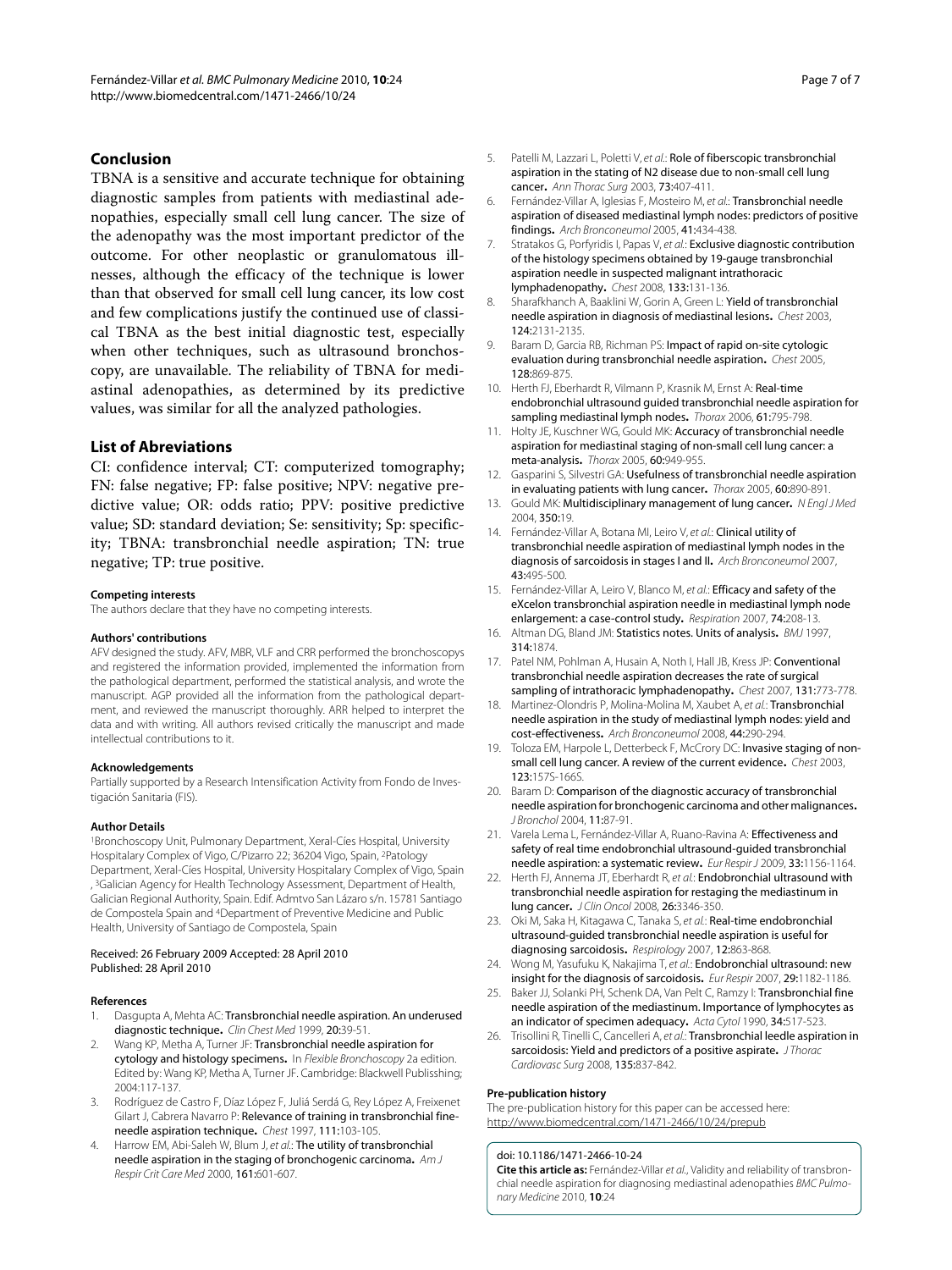## Conclusion

TBNA is a sensitive and accurate technique for obtaining diagnostic samples from patients with mediastinal adenopathies, especially small cell lung cancer. The size of the adenopathy was the most important predictor of the outcome. For other neoplastic or granulomatous illnesses, although the efficacy of the technique is lower than that observed for small cell lung cancer, its low cost and few complications justify the continued use of classical TBNA as the best initial diagnostic test, especially when other techniques, such as ultrasound bronchoscopy, are unavailable. The reliability of TBNA for mediastinal adenopathies, as determined by its predictive values, was similar for all the analyzed pathologies.

## List of Abreviations

CI: confidence interval; CT: computerized tomography; FN: false negative; FP: false positive; NPV: negative predictive value; OR: odds ratio; PPV: positive predictive value; SD: standard deviation; Se: sensitivity; Sp: specificity; TBNA: transbronchial needle aspiration; TN: true negative; TP: true positive.

#### Competing interests

The authors declare that they have no competing interests.

#### Authors' contributions

AFV designed the study. AFV, MBR, VLF and CRR performed the bronchoscopys and registered the information provided, implemented the information from the pathological department, performed the statistical analysis, and wrote the manuscript. AGP provided all the information from the pathological department, and reviewed the manuscript thoroughly. ARR helped to interpret the data and with writing. All authors revised critically the manuscript and made intellectual contributions to it.

#### Acknowledgements

Partially supported by a Research Intensification Activity from Fondo de Investigación Sanitaria (FIS).

#### Author Details

[1]Bronchoscopy Unit, Pulmonary Department, Xeral-Cíes Hospital, University Hospitalary Complex of Vigo, C/Pizarro 22; 36204 Vigo, Spain, [2]Patology Department, Xeral-Cíes Hospital, University Hospitalary Complex of Vigo, Spain , [3]Galician Agency for Health Technology Assessment, Department of Health, Galician Regional Authority, Spain. Edif. Admtvo San Lázaro s/n. 15781 Santiago de Compostela Spain and [4]Department of Preventive Medicine and Public Health, University of Santiago de Compostela, Spain

Received: 26 February 2009 Accepted: 28 April 2010
Published: 28 April 2010

#### References

1. Dasgupta A, Mehta AC: **Transbronchial needle aspiration. An underused diagnostic technique.** *Clin Chest Med* 1999, **20**:39-51.
2. Wang KP, Metha A, Turner JF: **Transbronchial needle aspiration for cytology and histology specimens.** In *Flexible Bronchoscopy* 2a edition. Edited by: Wang KP, Metha A, Turner JF. Cambridge: Blackwell Publisshing; 2004:117-137.
3. Rodríguez de Castro F, Díaz López F, Juliá Serdá G, Rey López A, Freixenet Gilart J, Cabrera Navarro P: **Relevance of training in transbronchial fine-needle aspiration technique.** *Chest* 1997, **111**:103-105.
4. Harrow EM, Abi-Saleh W, Blum J, *et al.*: **The utility of transbronchial needle aspiration in the staging of bronchogenic carcinoma.** *Am J Respir Crit Care Med* 2000, **161**:601-607.
5. Patelli M, Lazzari L, Poletti V, *et al.*: **Role of fiberscopic transbronchial aspiration in the stating of N2 disease due to non-small cell lung cancer.** *Ann Thorac Surg* 2003, **73**:407-411.
6. Fernández-Villar A, Iglesias F, Mosteiro M, *et al.*: **Transbronchial needle aspiration of diseased mediastinal lymph nodes: predictors of positive findings.** *Arch Bronconeumol* 2005, **41**:434-438.
7. Stratakos G, Porfyridis I, Papas V, *et al.*: **Exclusive diagnostic contribution of the histology specimens obtained by 19-gauge transbronchial aspiration needle in suspected malignant intrathoracic lymphadenopathy.** *Chest* 2008, **133**:131-136.
8. Sharafkhanch A, Baaklini W, Gorin A, Green L: **Yield of transbronchial needle aspiration in diagnosis of mediastinal lesions.** *Chest* 2003, **124**:2131-2135.
9. Baram D, Garcia RB, Richman PS: **Impact of rapid on-site cytologic evaluation during transbronchial needle aspiration.** *Chest* 2005, **128**:869-875.
10. Herth FJ, Eberhardt R, Vilmann P, Krasnik M, Ernst A: **Real-time endobronchial ultrasound guided transbronchial needle aspiration for sampling mediastinal lymph nodes.** *Thorax* 2006, **61**:795-798.
11. Holty JE, Kuschner WG, Gould MK: **Accuracy of transbronchial needle aspiration for mediastinal staging of non-small cell lung cancer: a meta-analysis.** *Thorax* 2005, **60**:949-955.
12. Gasparini S, Silvestri GA: **Usefulness of transbronchial needle aspiration in evaluating patients with lung cancer.** *Thorax* 2005, **60**:890-891.
13. Gould MK: **Multidisciplinary management of lung cancer.** *N Engl J Med* 2004, **350**:19.
14. Fernández-Villar A, Botana MI, Leiro V, *et al.*: **Clinical utility of transbronchial needle aspiration of mediastinal lymph nodes in the diagnosis of sarcoidosis in stages I and II.** *Arch Bronconeumol* 2007, **43**:495-500.
15. Fernández-Villar A, Leiro V, Blanco M, *et al.*: **Efficacy and safety of the eXcelon transbronchial aspiration needle in mediastinal lymph node enlargement: a case-control study.** *Respiration* 2007, **74**:208-13.
16. Altman DG, Bland JM: **Statistics notes. Units of analysis.** *BMJ* 1997, **314**:1874.
17. Patel NM, Pohlman A, Husain A, Noth I, Hall JB, Kress JP: **Conventional transbronchial needle aspiration decreases the rate of surgical sampling of intrathoracic lymphadenopathy.** *Chest* 2007, **131**:773-778.
18. Martinez-Olondris P, Molina-Molina M, Xaubet A, *et al.*: **Transbronchial needle aspiration in the study of mediastinal lymph nodes: yield and cost-effectiveness.** *Arch Bronconeumol* 2008, **44**:290-294.
19. Toloza EM, Harpole L, Detterbeck F, McCrory DC: **Invasive staging of non-small cell lung cancer. A review of the current evidence.** *Chest* 2003, **123**:157S-166S.
20. Baram D: **Comparison of the diagnostic accuracy of transbronchial needle aspiration for bronchogenic carcinoma and other malignances.** *J Bronchol* 2004, **11**:87-91.
21. Varela Lema L, Fernández-Villar A, Ruano-Ravina A: **Effectiveness and safety of real time endobronchial ultrasound-guided transbronchial needle aspiration: a systematic review.** *Eur Respir J* 2009, **33**:1156-1164.
22. Herth FJ, Annema JT, Eberhardt R, *et al.*: **Endobronchial ultrasound with transbronchial needle aspiration for restaging the mediastinum in lung cancer.** *J Clin Oncol* 2008, **26**:3346-350.
23. Oki M, Saka H, Kitagawa C, Tanaka S, *et al.*: **Real-time endobronchial ultrasound-guided transbronchial needle aspiration is useful for diagnosing sarcoidosis.** *Respirology* 2007, **12**:863-868.
24. Wong M, Yasufuku K, Nakajima T, *et al.*: **Endobronchial ultrasound: new insight for the diagnosis of sarcoidosis.** *Eur Respir* 2007, **29**:1182-1186.
25. Baker JJ, Solanki PH, Schenk DA, Van Pelt C, Ramzy I: **Transbronchial fine needle aspiration of the mediastinum. Importance of lymphocytes as an indicator of specimen adequacy.** *Acta Cytol* 1990, **34**:517-523.
26. Trisollini R, Tinelli C, Cancelleri A, *et al.*: **Transbronchial leedle aspiration in sarcoidosis: Yield and predictors of a positive aspirate.** *J Thorac Cardiovasc Surg* 2008, **135**:837-842.

#### Pre-publication history

The pre-publication history for this paper can be accessed here:
http://www.biomedcentral.com/1471-2466/10/24/prepub

doi: 10.1186/1471-2466-10-24

**Cite this article as:** Fernández-Villar *et al.*, Validity and reliability of transbronchial needle aspiration for diagnosing mediastinal adenopathies *BMC Pulmonary Medicine* 2010, **10**:24